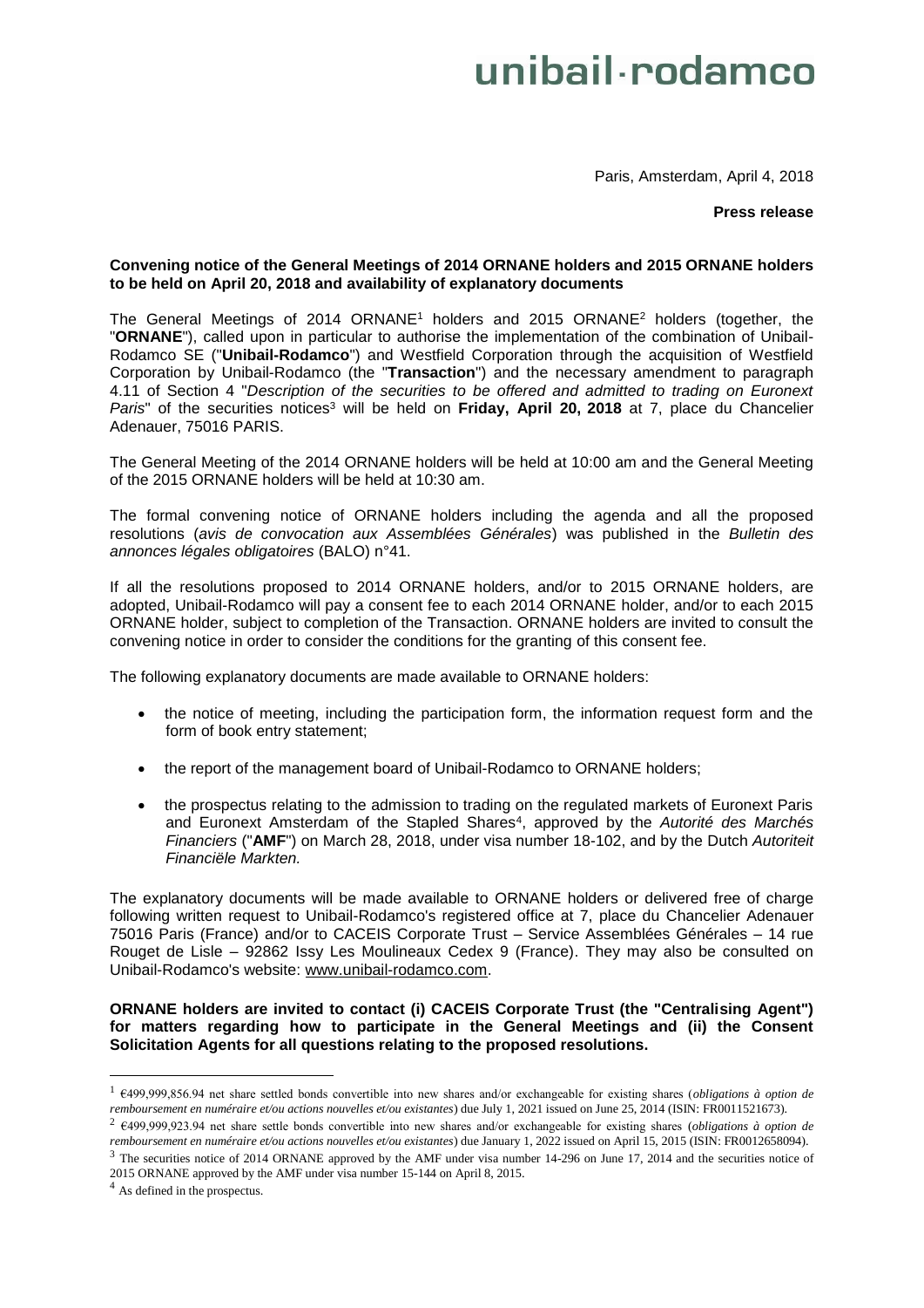unibail·rodamco

Paris, Amsterdam, April 4, 2018

**Press release**

**Convening notice of the General Meetings of 2014 ORNANE holders and 2015 ORNANE holders to be held on April 20, 2018 and availability of explanatory documents**

The General Meetings of 2014 ORNANE[1] holders and 2015 ORNANE[2] holders (together, the "**ORNANE**"), called upon in particular to authorise the implementation of the combination of Unibail-Rodamco SE ("**Unibail-Rodamco**") and Westfield Corporation through the acquisition of Westfield Corporation by Unibail-Rodamco (the "**Transaction**") and the necessary amendment to paragraph 4.11 of Section 4 "*Description of the securities to be offered and admitted to trading on Euronext Paris*" of the securities notices[3] will be held on **Friday, April 20, 2018** at 7, place du Chancelier Adenauer, 75016 PARIS.

The General Meeting of the 2014 ORNANE holders will be held at 10:00 am and the General Meeting of the 2015 ORNANE holders will be held at 10:30 am.

The formal convening notice of ORNANE holders including the agenda and all the proposed resolutions (*avis de convocation aux Assemblées Générales*) was published in the *Bulletin des annonces légales obligatoires* (BALO) n°41.

If all the resolutions proposed to 2014 ORNANE holders, and/or to 2015 ORNANE holders, are adopted, Unibail-Rodamco will pay a consent fee to each 2014 ORNANE holder, and/or to each 2015 ORNANE holder, subject to completion of the Transaction. ORNANE holders are invited to consult the convening notice in order to consider the conditions for the granting of this consent fee.

The following explanatory documents are made available to ORNANE holders:

- the notice of meeting, including the participation form, the information request form and the form of book entry statement;
- the report of the management board of Unibail-Rodamco to ORNANE holders;
- the prospectus relating to the admission to trading on the regulated markets of Euronext Paris and Euronext Amsterdam of the Stapled Shares[4], approved by the *Autorité des Marchés Financiers* ("**AMF**") on March 28, 2018, under visa number 18-102, and by the Dutch *Autoriteit Financiële Markten.*

The explanatory documents will be made available to ORNANE holders or delivered free of charge following written request to Unibail-Rodamco's registered office at 7, place du Chancelier Adenauer 75016 Paris (France) and/or to CACEIS Corporate Trust – Service Assemblées Générales – 14 rue Rouget de Lisle – 92862 Issy Les Moulineaux Cedex 9 (France). They may also be consulted on Unibail-Rodamco's website: www.unibail-rodamco.com.

**ORNANE holders are invited to contact (i) CACEIS Corporate Trust (the "Centralising Agent") for matters regarding how to participate in the General Meetings and (ii) the Consent Solicitation Agents for all questions relating to the proposed resolutions.**

---

[1] €499,999,856.94 net share settled bonds convertible into new shares and/or exchangeable for existing shares (*obligations à option de remboursement en numéraire et/ou actions nouvelles et/ou existantes*) due July 1, 2021 issued on June 25, 2014 (ISIN: FR0011521673).

[2] €499,999,923.94 net share settle bonds convertible into new shares and/or exchangeable for existing shares (*obligations à option de remboursement en numéraire et/ou actions nouvelles et/ou existantes*) due January 1, 2022 issued on April 15, 2015 (ISIN: FR0012658094).

[3] The securities notice of 2014 ORNANE approved by the AMF under visa number 14-296 on June 17, 2014 and the securities notice of 2015 ORNANE approved by the AMF under visa number 15-144 on April 8, 2015.

[4] As defined in the prospectus.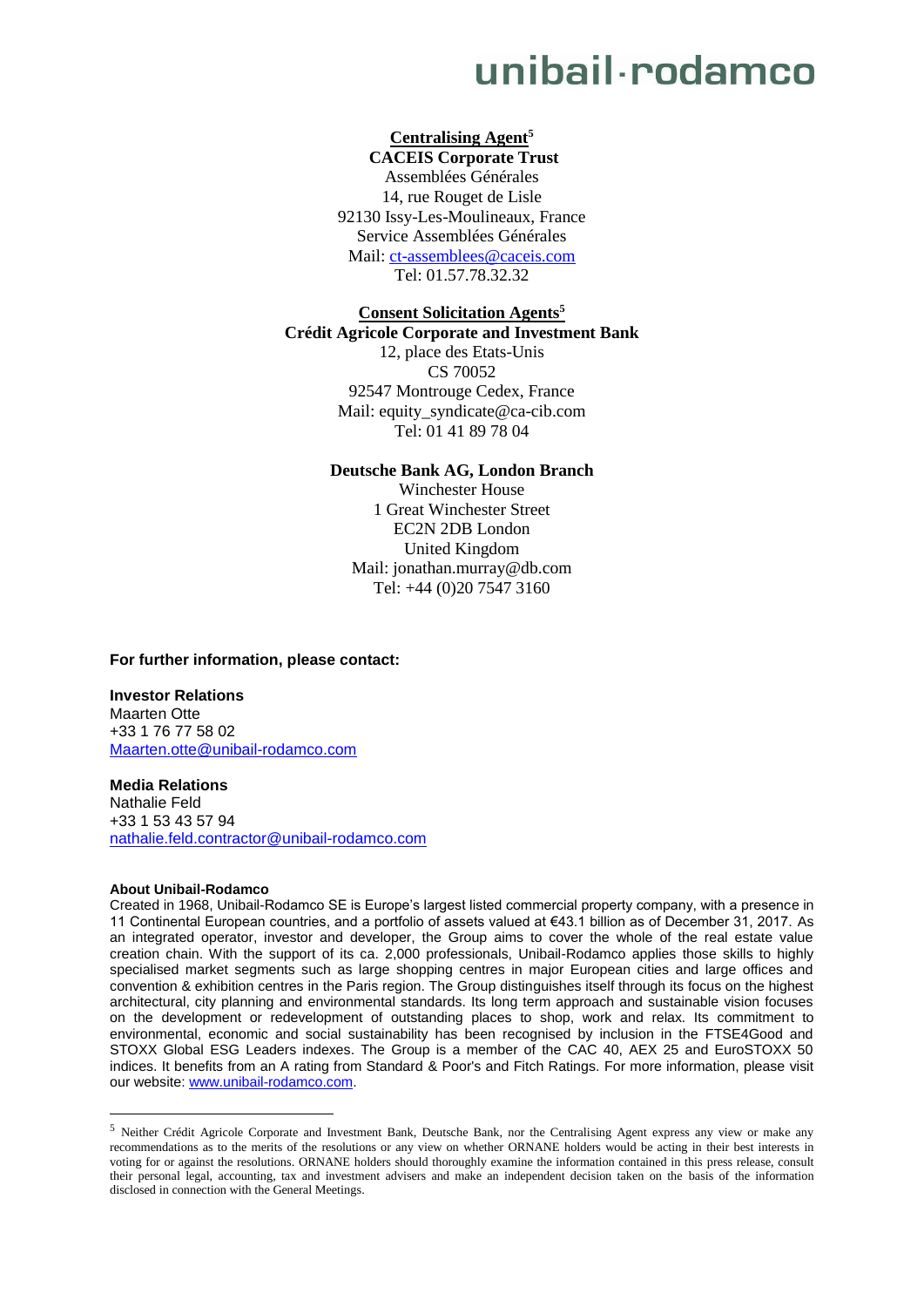**Centralising Agent[5]**
**CACEIS Corporate Trust**
Assemblées Générales
14, rue Rouget de Lisle
92130 Issy-Les-Moulineaux, France
Service Assemblées Générales
Mail: ct-assemblees@caceis.com
Tel: 01.57.78.32.32

**Consent Solicitation Agents[5]**
**Crédit Agricole Corporate and Investment Bank**
12, place des Etats-Unis
CS 70052
92547 Montrouge Cedex, France
Mail: equity_syndicate@ca-cib.com
Tel: 01 41 89 78 04

**Deutsche Bank AG, London Branch**
Winchester House
1 Great Winchester Street
EC2N 2DB London
United Kingdom
Mail: jonathan.murray@db.com
Tel: +44 (0)20 7547 3160

**For further information, please contact:**

**Investor Relations**
Maarten Otte
+33 1 76 77 58 02
Maarten.otte@unibail-rodamco.com

**Media Relations**
Nathalie Feld
+33 1 53 43 57 94
nathalie.feld.contractor@unibail-rodamco.com

**About Unibail-Rodamco**
Created in 1968, Unibail-Rodamco SE is Europe's largest listed commercial property company, with a presence in 11 Continental European countries, and a portfolio of assets valued at €43.1 billion as of December 31, 2017. As an integrated operator, investor and developer, the Group aims to cover the whole of the real estate value creation chain. With the support of its ca. 2,000 professionals, Unibail-Rodamco applies those skills to highly specialised market segments such as large shopping centres in major European cities and large offices and convention & exhibition centres in the Paris region. The Group distinguishes itself through its focus on the highest architectural, city planning and environmental standards. Its long term approach and sustainable vision focuses on the development or redevelopment of outstanding places to shop, work and relax. Its commitment to environmental, economic and social sustainability has been recognised by inclusion in the FTSE4Good and STOXX Global ESG Leaders indexes. The Group is a member of the CAC 40, AEX 25 and EuroSTOXX 50 indices. It benefits from an A rating from Standard & Poor's and Fitch Ratings. For more information, please visit our website: www.unibail-rodamco.com.

[5] Neither Crédit Agricole Corporate and Investment Bank, Deutsche Bank, nor the Centralising Agent express any view or make any recommendations as to the merits of the resolutions or any view on whether ORNANE holders would be acting in their best interests in voting for or against the resolutions. ORNANE holders should thoroughly examine the information contained in this press release, consult their personal legal, accounting, tax and investment advisers and make an independent decision taken on the basis of the information disclosed in connection with the General Meetings.